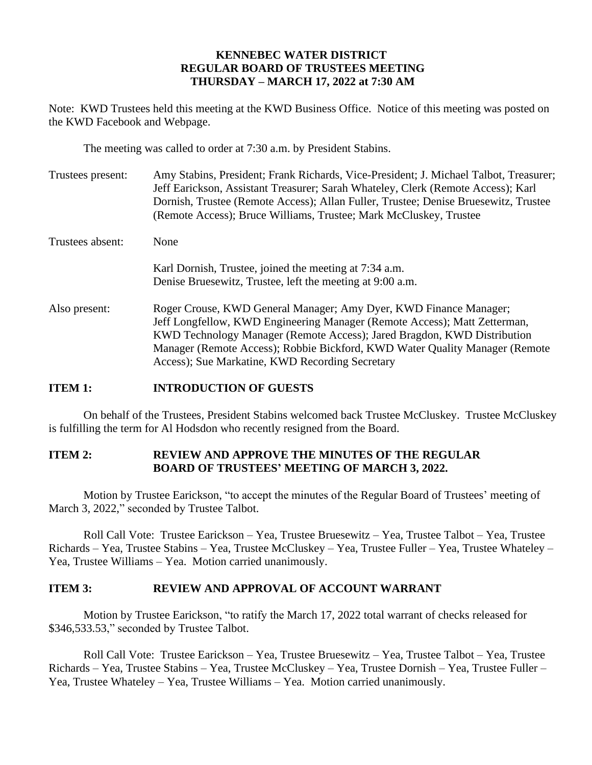**KENNEBEC WATER DISTRICT**
**REGULAR BOARD OF TRUSTEES MEETING**
**THURSDAY – MARCH 17, 2022 at 7:30 AM**

Note: KWD Trustees held this meeting at the KWD Business Office. Notice of this meeting was posted on the KWD Facebook and Webpage.

The meeting was called to order at 7:30 a.m. by President Stabins.

Trustees present: Amy Stabins, President; Frank Richards, Vice-President; J. Michael Talbot, Treasurer; Jeff Earickson, Assistant Treasurer; Sarah Whateley, Clerk (Remote Access); Karl Dornish, Trustee (Remote Access); Allan Fuller, Trustee; Denise Bruesewitz, Trustee (Remote Access); Bruce Williams, Trustee; Mark McCluskey, Trustee

Trustees absent: None

Karl Dornish, Trustee, joined the meeting at 7:34 a.m.
Denise Bruesewitz, Trustee, left the meeting at 9:00 a.m.

Also present: Roger Crouse, KWD General Manager; Amy Dyer, KWD Finance Manager; Jeff Longfellow, KWD Engineering Manager (Remote Access); Matt Zetterman, KWD Technology Manager (Remote Access); Jared Bragdon, KWD Distribution Manager (Remote Access); Robbie Bickford, KWD Water Quality Manager (Remote Access); Sue Markatine, KWD Recording Secretary

## ITEM 1: INTRODUCTION OF GUESTS

On behalf of the Trustees, President Stabins welcomed back Trustee McCluskey. Trustee McCluskey is fulfilling the term for Al Hodsdon who recently resigned from the Board.

## ITEM 2: REVIEW AND APPROVE THE MINUTES OF THE REGULAR BOARD OF TRUSTEES' MEETING OF MARCH 3, 2022.

Motion by Trustee Earickson, "to accept the minutes of the Regular Board of Trustees' meeting of March 3, 2022," seconded by Trustee Talbot.

Roll Call Vote: Trustee Earickson – Yea, Trustee Bruesewitz – Yea, Trustee Talbot – Yea, Trustee Richards – Yea, Trustee Stabins – Yea, Trustee McCluskey – Yea, Trustee Fuller – Yea, Trustee Whateley – Yea, Trustee Williams – Yea. Motion carried unanimously.

## ITEM 3: REVIEW AND APPROVAL OF ACCOUNT WARRANT

Motion by Trustee Earickson, "to ratify the March 17, 2022 total warrant of checks released for $346,533.53," seconded by Trustee Talbot.

Roll Call Vote: Trustee Earickson – Yea, Trustee Bruesewitz – Yea, Trustee Talbot – Yea, Trustee Richards – Yea, Trustee Stabins – Yea, Trustee McCluskey – Yea, Trustee Dornish – Yea, Trustee Fuller – Yea, Trustee Whateley – Yea, Trustee Williams – Yea. Motion carried unanimously.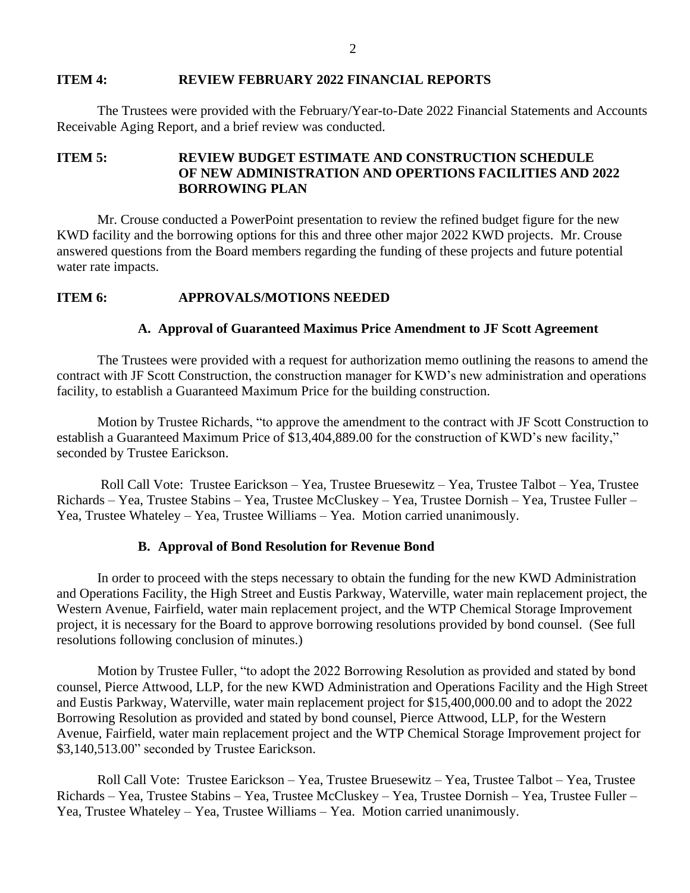**ITEM 4: REVIEW FEBRUARY 2022 FINANCIAL REPORTS**

The Trustees were provided with the February/Year-to-Date 2022 Financial Statements and Accounts Receivable Aging Report, and a brief review was conducted.

**ITEM 5: REVIEW BUDGET ESTIMATE AND CONSTRUCTION SCHEDULE OF NEW ADMINISTRATION AND OPERTIONS FACILITIES AND 2022 BORROWING PLAN**

Mr. Crouse conducted a PowerPoint presentation to review the refined budget figure for the new KWD facility and the borrowing options for this and three other major 2022 KWD projects. Mr. Crouse answered questions from the Board members regarding the funding of these projects and future potential water rate impacts.

**ITEM 6: APPROVALS/MOTIONS NEEDED**

**A. Approval of Guaranteed Maximus Price Amendment to JF Scott Agreement**

The Trustees were provided with a request for authorization memo outlining the reasons to amend the contract with JF Scott Construction, the construction manager for KWD's new administration and operations facility, to establish a Guaranteed Maximum Price for the building construction.

Motion by Trustee Richards, "to approve the amendment to the contract with JF Scott Construction to establish a Guaranteed Maximum Price of $13,404,889.00 for the construction of KWD's new facility," seconded by Trustee Earickson.

Roll Call Vote: Trustee Earickson – Yea, Trustee Bruesewitz – Yea, Trustee Talbot – Yea, Trustee Richards – Yea, Trustee Stabins – Yea, Trustee McCluskey – Yea, Trustee Dornish – Yea, Trustee Fuller – Yea, Trustee Whateley – Yea, Trustee Williams – Yea. Motion carried unanimously.

**B. Approval of Bond Resolution for Revenue Bond**

In order to proceed with the steps necessary to obtain the funding for the new KWD Administration and Operations Facility, the High Street and Eustis Parkway, Waterville, water main replacement project, the Western Avenue, Fairfield, water main replacement project, and the WTP Chemical Storage Improvement project, it is necessary for the Board to approve borrowing resolutions provided by bond counsel. (See full resolutions following conclusion of minutes.)

Motion by Trustee Fuller, "to adopt the 2022 Borrowing Resolution as provided and stated by bond counsel, Pierce Attwood, LLP, for the new KWD Administration and Operations Facility and the High Street and Eustis Parkway, Waterville, water main replacement project for $15,400,000.00 and to adopt the 2022 Borrowing Resolution as provided and stated by bond counsel, Pierce Attwood, LLP, for the Western Avenue, Fairfield, water main replacement project and the WTP Chemical Storage Improvement project for $3,140,513.00" seconded by Trustee Earickson.

Roll Call Vote: Trustee Earickson – Yea, Trustee Bruesewitz – Yea, Trustee Talbot – Yea, Trustee Richards – Yea, Trustee Stabins – Yea, Trustee McCluskey – Yea, Trustee Dornish – Yea, Trustee Fuller – Yea, Trustee Whateley – Yea, Trustee Williams – Yea. Motion carried unanimously.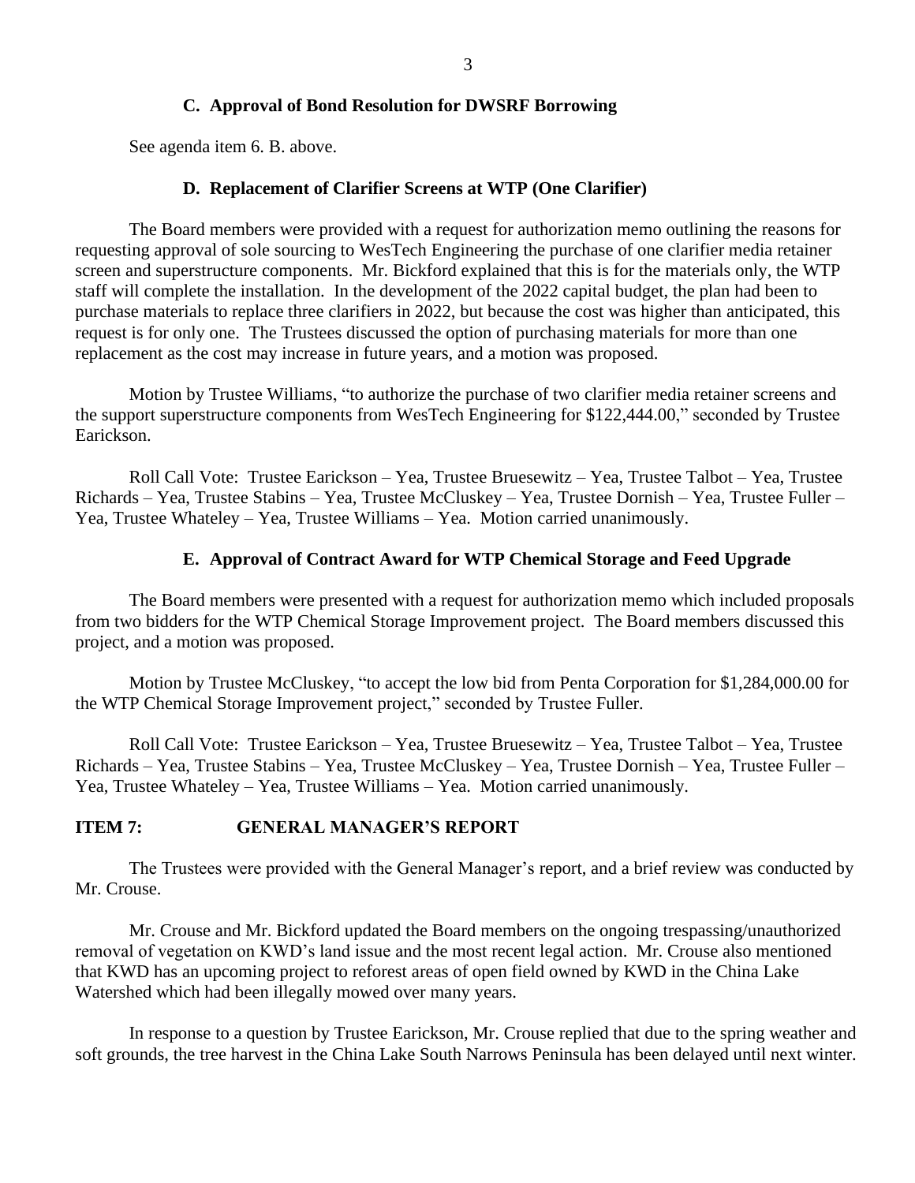### C. Approval of Bond Resolution for DWSRF Borrowing

See agenda item 6. B. above.

### D. Replacement of Clarifier Screens at WTP (One Clarifier)

The Board members were provided with a request for authorization memo outlining the reasons for requesting approval of sole sourcing to WesTech Engineering the purchase of one clarifier media retainer screen and superstructure components. Mr. Bickford explained that this is for the materials only, the WTP staff will complete the installation. In the development of the 2022 capital budget, the plan had been to purchase materials to replace three clarifiers in 2022, but because the cost was higher than anticipated, this request is for only one. The Trustees discussed the option of purchasing materials for more than one replacement as the cost may increase in future years, and a motion was proposed.

Motion by Trustee Williams, "to authorize the purchase of two clarifier media retainer screens and the support superstructure components from WesTech Engineering for $122,444.00," seconded by Trustee Earickson.

Roll Call Vote: Trustee Earickson – Yea, Trustee Bruesewitz – Yea, Trustee Talbot – Yea, Trustee Richards – Yea, Trustee Stabins – Yea, Trustee McCluskey – Yea, Trustee Dornish – Yea, Trustee Fuller – Yea, Trustee Whateley – Yea, Trustee Williams – Yea. Motion carried unanimously.

### E. Approval of Contract Award for WTP Chemical Storage and Feed Upgrade

The Board members were presented with a request for authorization memo which included proposals from two bidders for the WTP Chemical Storage Improvement project. The Board members discussed this project, and a motion was proposed.

Motion by Trustee McCluskey, "to accept the low bid from Penta Corporation for $1,284,000.00 for the WTP Chemical Storage Improvement project," seconded by Trustee Fuller.

Roll Call Vote: Trustee Earickson – Yea, Trustee Bruesewitz – Yea, Trustee Talbot – Yea, Trustee Richards – Yea, Trustee Stabins – Yea, Trustee McCluskey – Yea, Trustee Dornish – Yea, Trustee Fuller – Yea, Trustee Whateley – Yea, Trustee Williams – Yea. Motion carried unanimously.

## ITEM 7: GENERAL MANAGER'S REPORT

The Trustees were provided with the General Manager's report, and a brief review was conducted by Mr. Crouse.

Mr. Crouse and Mr. Bickford updated the Board members on the ongoing trespassing/unauthorized removal of vegetation on KWD's land issue and the most recent legal action. Mr. Crouse also mentioned that KWD has an upcoming project to reforest areas of open field owned by KWD in the China Lake Watershed which had been illegally mowed over many years.

In response to a question by Trustee Earickson, Mr. Crouse replied that due to the spring weather and soft grounds, the tree harvest in the China Lake South Narrows Peninsula has been delayed until next winter.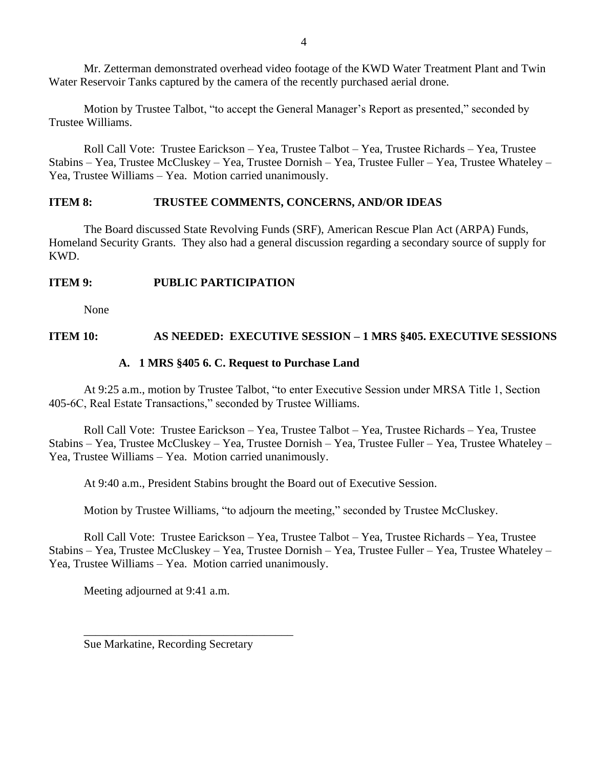Mr. Zetterman demonstrated overhead video footage of the KWD Water Treatment Plant and Twin Water Reservoir Tanks captured by the camera of the recently purchased aerial drone.

Motion by Trustee Talbot, "to accept the General Manager's Report as presented," seconded by Trustee Williams.

Roll Call Vote: Trustee Earickson – Yea, Trustee Talbot – Yea, Trustee Richards – Yea, Trustee Stabins – Yea, Trustee McCluskey – Yea, Trustee Dornish – Yea, Trustee Fuller – Yea, Trustee Whateley – Yea, Trustee Williams – Yea. Motion carried unanimously.

**ITEM 8: TRUSTEE COMMENTS, CONCERNS, AND/OR IDEAS**

The Board discussed State Revolving Funds (SRF), American Rescue Plan Act (ARPA) Funds, Homeland Security Grants. They also had a general discussion regarding a secondary source of supply for KWD.

**ITEM 9: PUBLIC PARTICIPATION**

None

**ITEM 10: AS NEEDED: EXECUTIVE SESSION – 1 MRS §405. EXECUTIVE SESSIONS**

**A. 1 MRS §405 6. C. Request to Purchase Land**

At 9:25 a.m., motion by Trustee Talbot, "to enter Executive Session under MRSA Title 1, Section 405-6C, Real Estate Transactions," seconded by Trustee Williams.

Roll Call Vote: Trustee Earickson – Yea, Trustee Talbot – Yea, Trustee Richards – Yea, Trustee Stabins – Yea, Trustee McCluskey – Yea, Trustee Dornish – Yea, Trustee Fuller – Yea, Trustee Whateley – Yea, Trustee Williams – Yea. Motion carried unanimously.

At 9:40 a.m., President Stabins brought the Board out of Executive Session.

Motion by Trustee Williams, "to adjourn the meeting," seconded by Trustee McCluskey.

Roll Call Vote: Trustee Earickson – Yea, Trustee Talbot – Yea, Trustee Richards – Yea, Trustee Stabins – Yea, Trustee McCluskey – Yea, Trustee Dornish – Yea, Trustee Fuller – Yea, Trustee Whateley – Yea, Trustee Williams – Yea. Motion carried unanimously.

Meeting adjourned at 9:41 a.m.

_____________________________________

Sue Markatine, Recording Secretary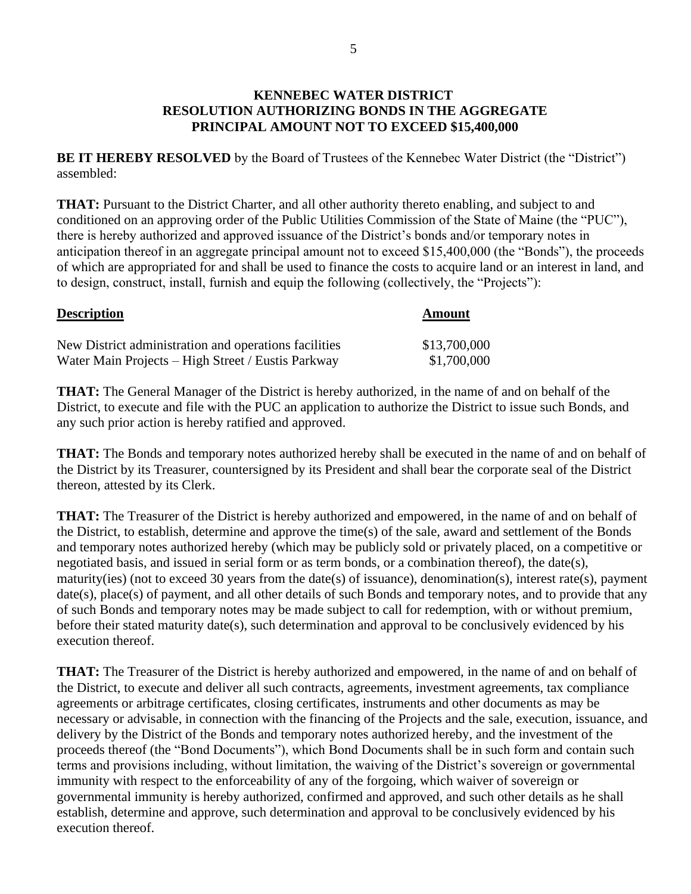**KENNEBEC WATER DISTRICT**
**RESOLUTION AUTHORIZING BONDS IN THE AGGREGATE PRINCIPAL AMOUNT NOT TO EXCEED $15,400,000**

**BE IT HEREBY RESOLVED** by the Board of Trustees of the Kennebec Water District (the "District") assembled:

**THAT:** Pursuant to the District Charter, and all other authority thereto enabling, and subject to and conditioned on an approving order of the Public Utilities Commission of the State of Maine (the "PUC"), there is hereby authorized and approved issuance of the District's bonds and/or temporary notes in anticipation thereof in an aggregate principal amount not to exceed $15,400,000 (the "Bonds"), the proceeds of which are appropriated for and shall be used to finance the costs to acquire land or an interest in land, and to design, construct, install, furnish and equip the following (collectively, the "Projects"):

| Description | Amount |
|---|---|
| New District administration and operations facilities | $13,700,000 |
| Water Main Projects – High Street / Eustis Parkway | $1,700,000 |

**THAT:** The General Manager of the District is hereby authorized, in the name of and on behalf of the District, to execute and file with the PUC an application to authorize the District to issue such Bonds, and any such prior action is hereby ratified and approved.

**THAT:** The Bonds and temporary notes authorized hereby shall be executed in the name of and on behalf of the District by its Treasurer, countersigned by its President and shall bear the corporate seal of the District thereon, attested by its Clerk.

**THAT:** The Treasurer of the District is hereby authorized and empowered, in the name of and on behalf of the District, to establish, determine and approve the time(s) of the sale, award and settlement of the Bonds and temporary notes authorized hereby (which may be publicly sold or privately placed, on a competitive or negotiated basis, and issued in serial form or as term bonds, or a combination thereof), the date(s), maturity(ies) (not to exceed 30 years from the date(s) of issuance), denomination(s), interest rate(s), payment date(s), place(s) of payment, and all other details of such Bonds and temporary notes, and to provide that any of such Bonds and temporary notes may be made subject to call for redemption, with or without premium, before their stated maturity date(s), such determination and approval to be conclusively evidenced by his execution thereof.

**THAT:** The Treasurer of the District is hereby authorized and empowered, in the name of and on behalf of the District, to execute and deliver all such contracts, agreements, investment agreements, tax compliance agreements or arbitrage certificates, closing certificates, instruments and other documents as may be necessary or advisable, in connection with the financing of the Projects and the sale, execution, issuance, and delivery by the District of the Bonds and temporary notes authorized hereby, and the investment of the proceeds thereof (the "Bond Documents"), which Bond Documents shall be in such form and contain such terms and provisions including, without limitation, the waiving of the District's sovereign or governmental immunity with respect to the enforceability of any of the forgoing, which waiver of sovereign or governmental immunity is hereby authorized, confirmed and approved, and such other details as he shall establish, determine and approve, such determination and approval to be conclusively evidenced by his execution thereof.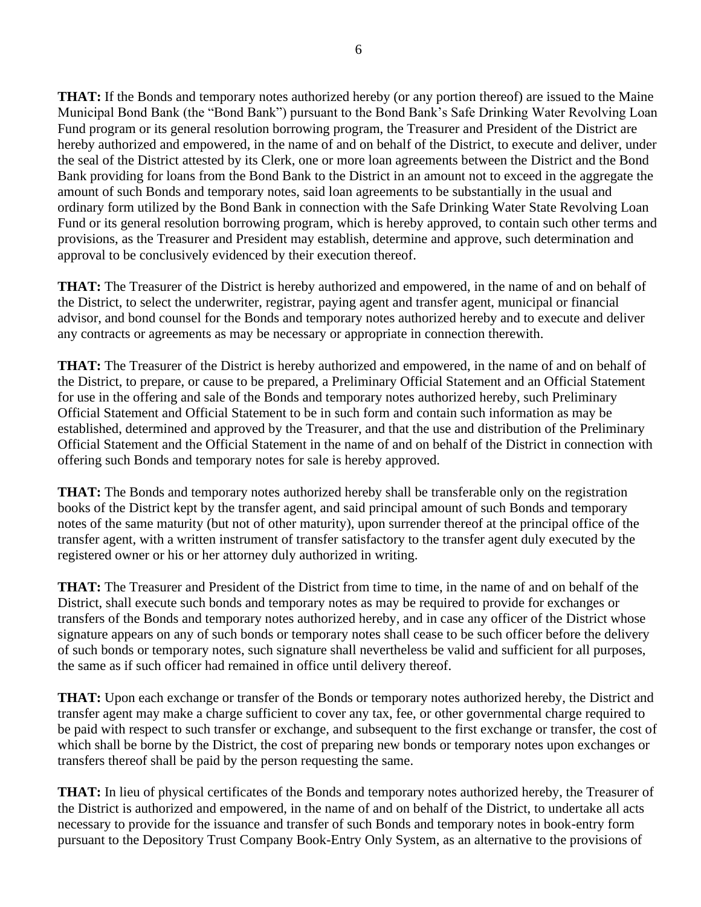**THAT:** If the Bonds and temporary notes authorized hereby (or any portion thereof) are issued to the Maine Municipal Bond Bank (the "Bond Bank") pursuant to the Bond Bank's Safe Drinking Water Revolving Loan Fund program or its general resolution borrowing program, the Treasurer and President of the District are hereby authorized and empowered, in the name of and on behalf of the District, to execute and deliver, under the seal of the District attested by its Clerk, one or more loan agreements between the District and the Bond Bank providing for loans from the Bond Bank to the District in an amount not to exceed in the aggregate the amount of such Bonds and temporary notes, said loan agreements to be substantially in the usual and ordinary form utilized by the Bond Bank in connection with the Safe Drinking Water State Revolving Loan Fund or its general resolution borrowing program, which is hereby approved, to contain such other terms and provisions, as the Treasurer and President may establish, determine and approve, such determination and approval to be conclusively evidenced by their execution thereof.

**THAT:** The Treasurer of the District is hereby authorized and empowered, in the name of and on behalf of the District, to select the underwriter, registrar, paying agent and transfer agent, municipal or financial advisor, and bond counsel for the Bonds and temporary notes authorized hereby and to execute and deliver any contracts or agreements as may be necessary or appropriate in connection therewith.

**THAT:** The Treasurer of the District is hereby authorized and empowered, in the name of and on behalf of the District, to prepare, or cause to be prepared, a Preliminary Official Statement and an Official Statement for use in the offering and sale of the Bonds and temporary notes authorized hereby, such Preliminary Official Statement and Official Statement to be in such form and contain such information as may be established, determined and approved by the Treasurer, and that the use and distribution of the Preliminary Official Statement and the Official Statement in the name of and on behalf of the District in connection with offering such Bonds and temporary notes for sale is hereby approved.

**THAT:** The Bonds and temporary notes authorized hereby shall be transferable only on the registration books of the District kept by the transfer agent, and said principal amount of such Bonds and temporary notes of the same maturity (but not of other maturity), upon surrender thereof at the principal office of the transfer agent, with a written instrument of transfer satisfactory to the transfer agent duly executed by the registered owner or his or her attorney duly authorized in writing.

**THAT:** The Treasurer and President of the District from time to time, in the name of and on behalf of the District, shall execute such bonds and temporary notes as may be required to provide for exchanges or transfers of the Bonds and temporary notes authorized hereby, and in case any officer of the District whose signature appears on any of such bonds or temporary notes shall cease to be such officer before the delivery of such bonds or temporary notes, such signature shall nevertheless be valid and sufficient for all purposes, the same as if such officer had remained in office until delivery thereof.

**THAT:** Upon each exchange or transfer of the Bonds or temporary notes authorized hereby, the District and transfer agent may make a charge sufficient to cover any tax, fee, or other governmental charge required to be paid with respect to such transfer or exchange, and subsequent to the first exchange or transfer, the cost of which shall be borne by the District, the cost of preparing new bonds or temporary notes upon exchanges or transfers thereof shall be paid by the person requesting the same.

**THAT:** In lieu of physical certificates of the Bonds and temporary notes authorized hereby, the Treasurer of the District is authorized and empowered, in the name of and on behalf of the District, to undertake all acts necessary to provide for the issuance and transfer of such Bonds and temporary notes in book-entry form pursuant to the Depository Trust Company Book-Entry Only System, as an alternative to the provisions of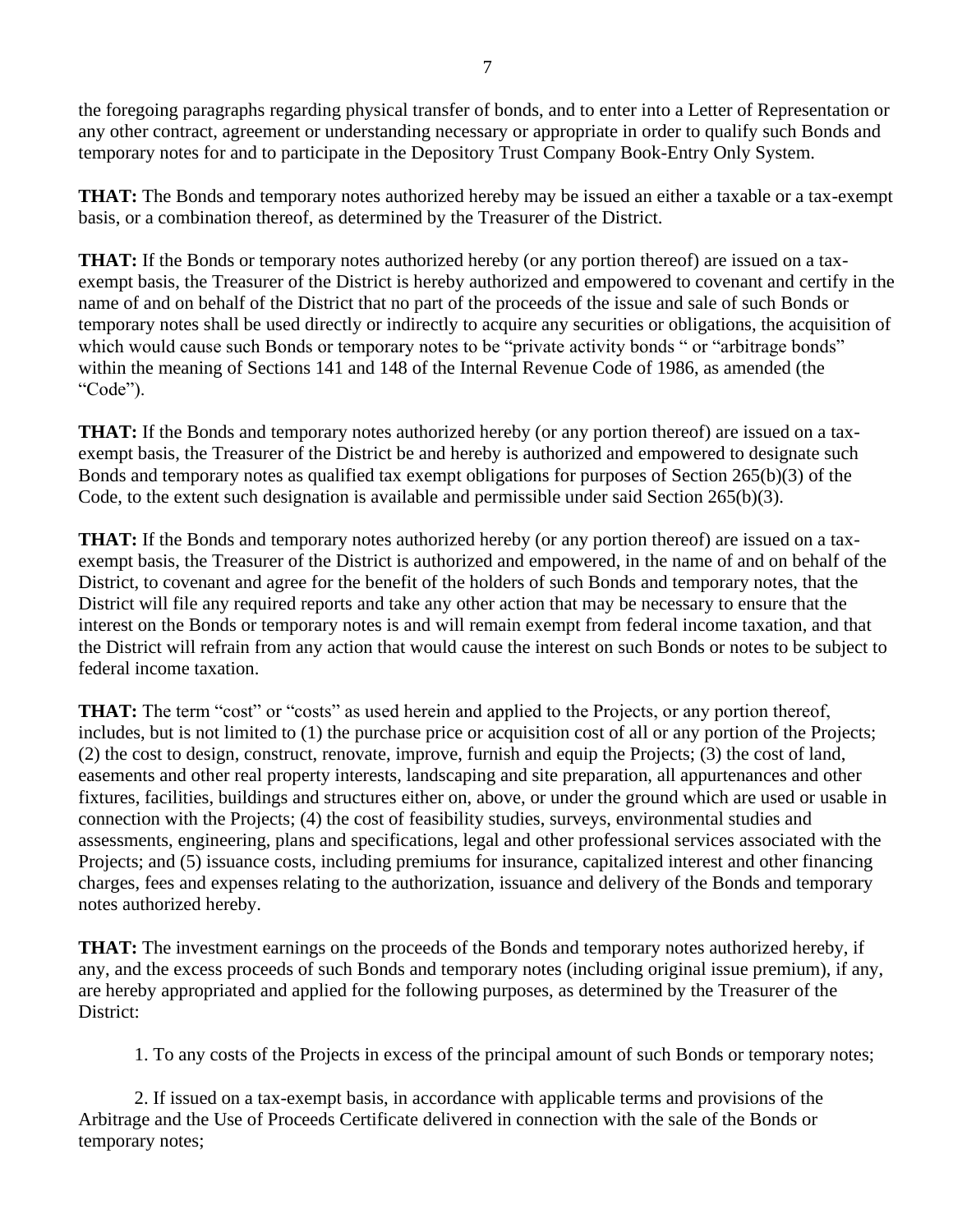the foregoing paragraphs regarding physical transfer of bonds, and to enter into a Letter of Representation or any other contract, agreement or understanding necessary or appropriate in order to qualify such Bonds and temporary notes for and to participate in the Depository Trust Company Book-Entry Only System.

**THAT:** The Bonds and temporary notes authorized hereby may be issued an either a taxable or a tax-exempt basis, or a combination thereof, as determined by the Treasurer of the District.

**THAT:** If the Bonds or temporary notes authorized hereby (or any portion thereof) are issued on a tax-exempt basis, the Treasurer of the District is hereby authorized and empowered to covenant and certify in the name of and on behalf of the District that no part of the proceeds of the issue and sale of such Bonds or temporary notes shall be used directly or indirectly to acquire any securities or obligations, the acquisition of which would cause such Bonds or temporary notes to be "private activity bonds " or "arbitrage bonds" within the meaning of Sections 141 and 148 of the Internal Revenue Code of 1986, as amended (the "Code").

**THAT:** If the Bonds and temporary notes authorized hereby (or any portion thereof) are issued on a tax-exempt basis, the Treasurer of the District be and hereby is authorized and empowered to designate such Bonds and temporary notes as qualified tax exempt obligations for purposes of Section 265(b)(3) of the Code, to the extent such designation is available and permissible under said Section 265(b)(3).

**THAT:** If the Bonds and temporary notes authorized hereby (or any portion thereof) are issued on a tax-exempt basis, the Treasurer of the District is authorized and empowered, in the name of and on behalf of the District, to covenant and agree for the benefit of the holders of such Bonds and temporary notes, that the District will file any required reports and take any other action that may be necessary to ensure that the interest on the Bonds or temporary notes is and will remain exempt from federal income taxation, and that the District will refrain from any action that would cause the interest on such Bonds or notes to be subject to federal income taxation.

**THAT:** The term "cost" or "costs" as used herein and applied to the Projects, or any portion thereof, includes, but is not limited to (1) the purchase price or acquisition cost of all or any portion of the Projects; (2) the cost to design, construct, renovate, improve, furnish and equip the Projects; (3) the cost of land, easements and other real property interests, landscaping and site preparation, all appurtenances and other fixtures, facilities, buildings and structures either on, above, or under the ground which are used or usable in connection with the Projects; (4) the cost of feasibility studies, surveys, environmental studies and assessments, engineering, plans and specifications, legal and other professional services associated with the Projects; and (5) issuance costs, including premiums for insurance, capitalized interest and other financing charges, fees and expenses relating to the authorization, issuance and delivery of the Bonds and temporary notes authorized hereby.

**THAT:** The investment earnings on the proceeds of the Bonds and temporary notes authorized hereby, if any, and the excess proceeds of such Bonds and temporary notes (including original issue premium), if any, are hereby appropriated and applied for the following purposes, as determined by the Treasurer of the District:

1. To any costs of the Projects in excess of the principal amount of such Bonds or temporary notes;

2. If issued on a tax-exempt basis, in accordance with applicable terms and provisions of the Arbitrage and the Use of Proceeds Certificate delivered in connection with the sale of the Bonds or temporary notes;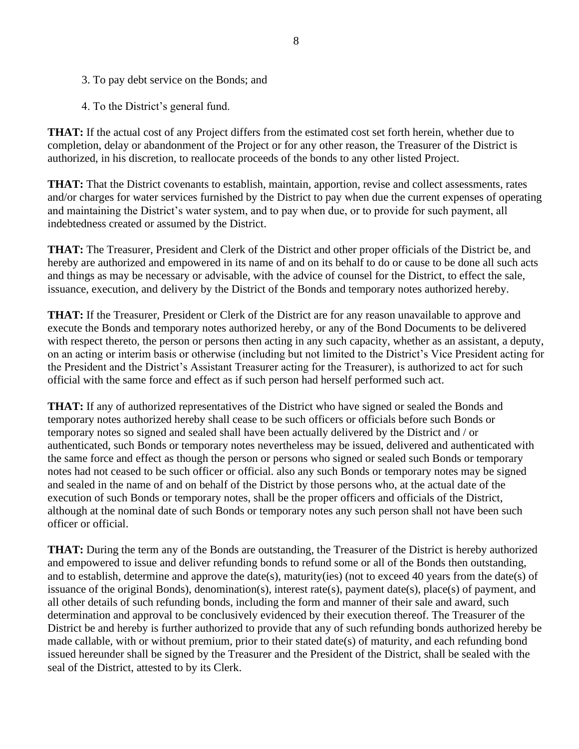3. To pay debt service on the Bonds; and

4. To the District's general fund.

**THAT:** If the actual cost of any Project differs from the estimated cost set forth herein, whether due to completion, delay or abandonment of the Project or for any other reason, the Treasurer of the District is authorized, in his discretion, to reallocate proceeds of the bonds to any other listed Project.

**THAT:** That the District covenants to establish, maintain, apportion, revise and collect assessments, rates and/or charges for water services furnished by the District to pay when due the current expenses of operating and maintaining the District's water system, and to pay when due, or to provide for such payment, all indebtedness created or assumed by the District.

**THAT:** The Treasurer, President and Clerk of the District and other proper officials of the District be, and hereby are authorized and empowered in its name of and on its behalf to do or cause to be done all such acts and things as may be necessary or advisable, with the advice of counsel for the District, to effect the sale, issuance, execution, and delivery by the District of the Bonds and temporary notes authorized hereby.

**THAT:** If the Treasurer, President or Clerk of the District are for any reason unavailable to approve and execute the Bonds and temporary notes authorized hereby, or any of the Bond Documents to be delivered with respect thereto, the person or persons then acting in any such capacity, whether as an assistant, a deputy, on an acting or interim basis or otherwise (including but not limited to the District's Vice President acting for the President and the District's Assistant Treasurer acting for the Treasurer), is authorized to act for such official with the same force and effect as if such person had herself performed such act.

**THAT:** If any of authorized representatives of the District who have signed or sealed the Bonds and temporary notes authorized hereby shall cease to be such officers or officials before such Bonds or temporary notes so signed and sealed shall have been actually delivered by the District and / or authenticated, such Bonds or temporary notes nevertheless may be issued, delivered and authenticated with the same force and effect as though the person or persons who signed or sealed such Bonds or temporary notes had not ceased to be such officer or official. also any such Bonds or temporary notes may be signed and sealed in the name of and on behalf of the District by those persons who, at the actual date of the execution of such Bonds or temporary notes, shall be the proper officers and officials of the District, although at the nominal date of such Bonds or temporary notes any such person shall not have been such officer or official.

**THAT:** During the term any of the Bonds are outstanding, the Treasurer of the District is hereby authorized and empowered to issue and deliver refunding bonds to refund some or all of the Bonds then outstanding, and to establish, determine and approve the date(s), maturity(ies) (not to exceed 40 years from the date(s) of issuance of the original Bonds), denomination(s), interest rate(s), payment date(s), place(s) of payment, and all other details of such refunding bonds, including the form and manner of their sale and award, such determination and approval to be conclusively evidenced by their execution thereof. The Treasurer of the District be and hereby is further authorized to provide that any of such refunding bonds authorized hereby be made callable, with or without premium, prior to their stated date(s) of maturity, and each refunding bond issued hereunder shall be signed by the Treasurer and the President of the District, shall be sealed with the seal of the District, attested to by its Clerk.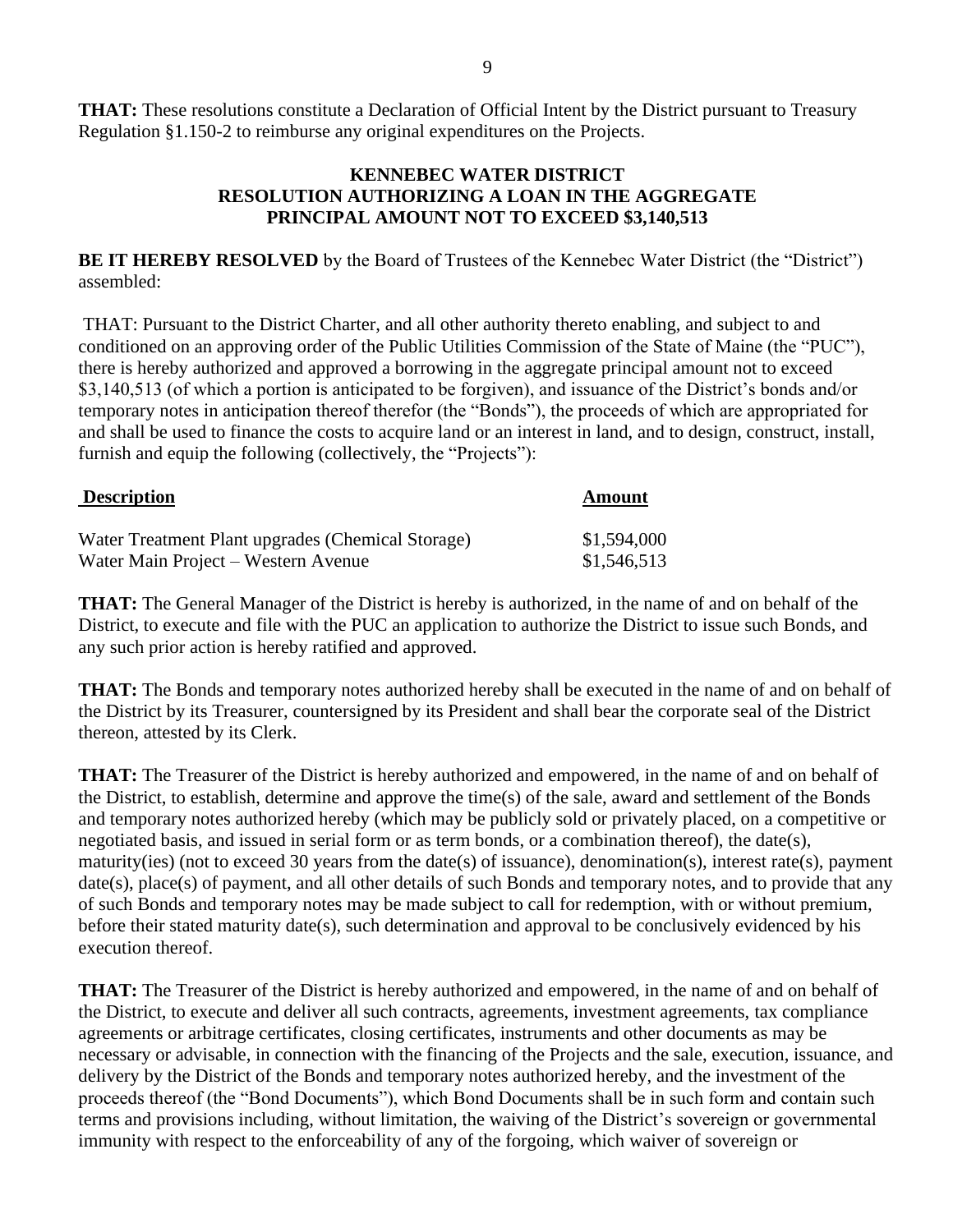**THAT:** These resolutions constitute a Declaration of Official Intent by the District pursuant to Treasury Regulation §1.150-2 to reimburse any original expenditures on the Projects.

## KENNEBEC WATER DISTRICT RESOLUTION AUTHORIZING A LOAN IN THE AGGREGATE PRINCIPAL AMOUNT NOT TO EXCEED $3,140,513

**BE IT HEREBY RESOLVED** by the Board of Trustees of the Kennebec Water District (the "District") assembled:

THAT: Pursuant to the District Charter, and all other authority thereto enabling, and subject to and conditioned on an approving order of the Public Utilities Commission of the State of Maine (the "PUC"), there is hereby authorized and approved a borrowing in the aggregate principal amount not to exceed $3,140,513 (of which a portion is anticipated to be forgiven), and issuance of the District's bonds and/or temporary notes in anticipation thereof therefor (the "Bonds"), the proceeds of which are appropriated for and shall be used to finance the costs to acquire land or an interest in land, and to design, construct, install, furnish and equip the following (collectively, the "Projects"):

| Description | Amount |
|---|---|
| Water Treatment Plant upgrades (Chemical Storage) | $1,594,000 |
| Water Main Project – Western Avenue | $1,546,513 |

**THAT:** The General Manager of the District is hereby is authorized, in the name of and on behalf of the District, to execute and file with the PUC an application to authorize the District to issue such Bonds, and any such prior action is hereby ratified and approved.

**THAT:** The Bonds and temporary notes authorized hereby shall be executed in the name of and on behalf of the District by its Treasurer, countersigned by its President and shall bear the corporate seal of the District thereon, attested by its Clerk.

**THAT:** The Treasurer of the District is hereby authorized and empowered, in the name of and on behalf of the District, to establish, determine and approve the time(s) of the sale, award and settlement of the Bonds and temporary notes authorized hereby (which may be publicly sold or privately placed, on a competitive or negotiated basis, and issued in serial form or as term bonds, or a combination thereof), the date(s), maturity(ies) (not to exceed 30 years from the date(s) of issuance), denomination(s), interest rate(s), payment date(s), place(s) of payment, and all other details of such Bonds and temporary notes, and to provide that any of such Bonds and temporary notes may be made subject to call for redemption, with or without premium, before their stated maturity date(s), such determination and approval to be conclusively evidenced by his execution thereof.

**THAT:** The Treasurer of the District is hereby authorized and empowered, in the name of and on behalf of the District, to execute and deliver all such contracts, agreements, investment agreements, tax compliance agreements or arbitrage certificates, closing certificates, instruments and other documents as may be necessary or advisable, in connection with the financing of the Projects and the sale, execution, issuance, and delivery by the District of the Bonds and temporary notes authorized hereby, and the investment of the proceeds thereof (the "Bond Documents"), which Bond Documents shall be in such form and contain such terms and provisions including, without limitation, the waiving of the District's sovereign or governmental immunity with respect to the enforceability of any of the forgoing, which waiver of sovereign or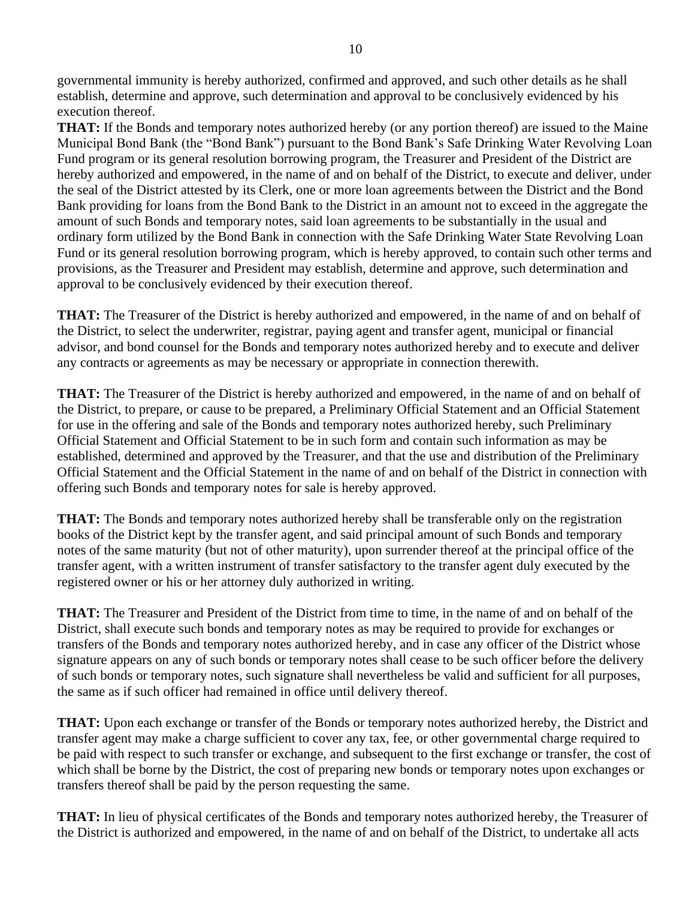governmental immunity is hereby authorized, confirmed and approved, and such other details as he shall establish, determine and approve, such determination and approval to be conclusively evidenced by his execution thereof.

**THAT:** If the Bonds and temporary notes authorized hereby (or any portion thereof) are issued to the Maine Municipal Bond Bank (the "Bond Bank") pursuant to the Bond Bank's Safe Drinking Water Revolving Loan Fund program or its general resolution borrowing program, the Treasurer and President of the District are hereby authorized and empowered, in the name of and on behalf of the District, to execute and deliver, under the seal of the District attested by its Clerk, one or more loan agreements between the District and the Bond Bank providing for loans from the Bond Bank to the District in an amount not to exceed in the aggregate the amount of such Bonds and temporary notes, said loan agreements to be substantially in the usual and ordinary form utilized by the Bond Bank in connection with the Safe Drinking Water State Revolving Loan Fund or its general resolution borrowing program, which is hereby approved, to contain such other terms and provisions, as the Treasurer and President may establish, determine and approve, such determination and approval to be conclusively evidenced by their execution thereof.

**THAT:** The Treasurer of the District is hereby authorized and empowered, in the name of and on behalf of the District, to select the underwriter, registrar, paying agent and transfer agent, municipal or financial advisor, and bond counsel for the Bonds and temporary notes authorized hereby and to execute and deliver any contracts or agreements as may be necessary or appropriate in connection therewith.

**THAT:** The Treasurer of the District is hereby authorized and empowered, in the name of and on behalf of the District, to prepare, or cause to be prepared, a Preliminary Official Statement and an Official Statement for use in the offering and sale of the Bonds and temporary notes authorized hereby, such Preliminary Official Statement and Official Statement to be in such form and contain such information as may be established, determined and approved by the Treasurer, and that the use and distribution of the Preliminary Official Statement and the Official Statement in the name of and on behalf of the District in connection with offering such Bonds and temporary notes for sale is hereby approved.

**THAT:** The Bonds and temporary notes authorized hereby shall be transferable only on the registration books of the District kept by the transfer agent, and said principal amount of such Bonds and temporary notes of the same maturity (but not of other maturity), upon surrender thereof at the principal office of the transfer agent, with a written instrument of transfer satisfactory to the transfer agent duly executed by the registered owner or his or her attorney duly authorized in writing.

**THAT:** The Treasurer and President of the District from time to time, in the name of and on behalf of the District, shall execute such bonds and temporary notes as may be required to provide for exchanges or transfers of the Bonds and temporary notes authorized hereby, and in case any officer of the District whose signature appears on any of such bonds or temporary notes shall cease to be such officer before the delivery of such bonds or temporary notes, such signature shall nevertheless be valid and sufficient for all purposes, the same as if such officer had remained in office until delivery thereof.

**THAT:** Upon each exchange or transfer of the Bonds or temporary notes authorized hereby, the District and transfer agent may make a charge sufficient to cover any tax, fee, or other governmental charge required to be paid with respect to such transfer or exchange, and subsequent to the first exchange or transfer, the cost of which shall be borne by the District, the cost of preparing new bonds or temporary notes upon exchanges or transfers thereof shall be paid by the person requesting the same.

**THAT:** In lieu of physical certificates of the Bonds and temporary notes authorized hereby, the Treasurer of the District is authorized and empowered, in the name of and on behalf of the District, to undertake all acts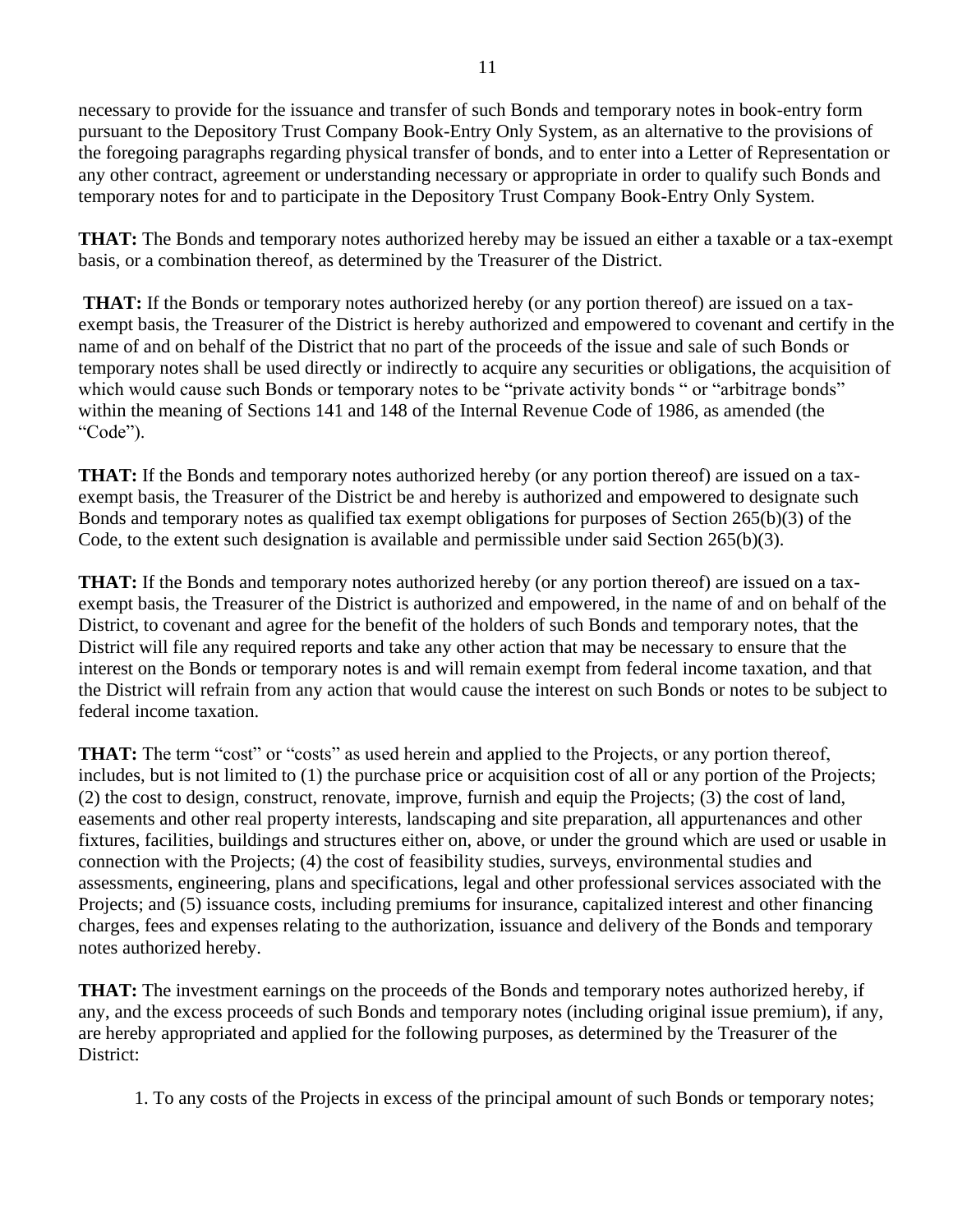necessary to provide for the issuance and transfer of such Bonds and temporary notes in book-entry form pursuant to the Depository Trust Company Book-Entry Only System, as an alternative to the provisions of the foregoing paragraphs regarding physical transfer of bonds, and to enter into a Letter of Representation or any other contract, agreement or understanding necessary or appropriate in order to qualify such Bonds and temporary notes for and to participate in the Depository Trust Company Book-Entry Only System.

**THAT:** The Bonds and temporary notes authorized hereby may be issued an either a taxable or a tax-exempt basis, or a combination thereof, as determined by the Treasurer of the District.

**THAT:** If the Bonds or temporary notes authorized hereby (or any portion thereof) are issued on a tax-exempt basis, the Treasurer of the District is hereby authorized and empowered to covenant and certify in the name of and on behalf of the District that no part of the proceeds of the issue and sale of such Bonds or temporary notes shall be used directly or indirectly to acquire any securities or obligations, the acquisition of which would cause such Bonds or temporary notes to be "private activity bonds " or "arbitrage bonds" within the meaning of Sections 141 and 148 of the Internal Revenue Code of 1986, as amended (the "Code").

**THAT:** If the Bonds and temporary notes authorized hereby (or any portion thereof) are issued on a tax-exempt basis, the Treasurer of the District be and hereby is authorized and empowered to designate such Bonds and temporary notes as qualified tax exempt obligations for purposes of Section 265(b)(3) of the Code, to the extent such designation is available and permissible under said Section 265(b)(3).

**THAT:** If the Bonds and temporary notes authorized hereby (or any portion thereof) are issued on a tax-exempt basis, the Treasurer of the District is authorized and empowered, in the name of and on behalf of the District, to covenant and agree for the benefit of the holders of such Bonds and temporary notes, that the District will file any required reports and take any other action that may be necessary to ensure that the interest on the Bonds or temporary notes is and will remain exempt from federal income taxation, and that the District will refrain from any action that would cause the interest on such Bonds or notes to be subject to federal income taxation.

**THAT:** The term "cost" or "costs" as used herein and applied to the Projects, or any portion thereof, includes, but is not limited to (1) the purchase price or acquisition cost of all or any portion of the Projects; (2) the cost to design, construct, renovate, improve, furnish and equip the Projects; (3) the cost of land, easements and other real property interests, landscaping and site preparation, all appurtenances and other fixtures, facilities, buildings and structures either on, above, or under the ground which are used or usable in connection with the Projects; (4) the cost of feasibility studies, surveys, environmental studies and assessments, engineering, plans and specifications, legal and other professional services associated with the Projects; and (5) issuance costs, including premiums for insurance, capitalized interest and other financing charges, fees and expenses relating to the authorization, issuance and delivery of the Bonds and temporary notes authorized hereby.

**THAT:** The investment earnings on the proceeds of the Bonds and temporary notes authorized hereby, if any, and the excess proceeds of such Bonds and temporary notes (including original issue premium), if any, are hereby appropriated and applied for the following purposes, as determined by the Treasurer of the District:

1. To any costs of the Projects in excess of the principal amount of such Bonds or temporary notes;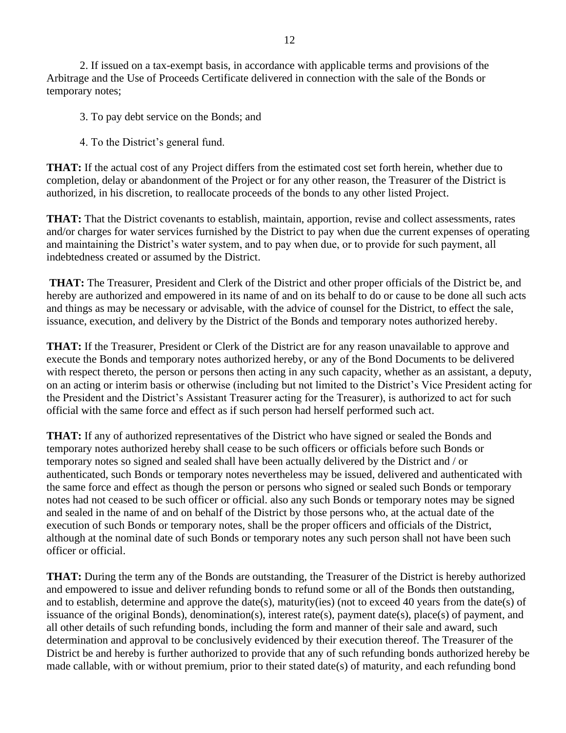2. If issued on a tax-exempt basis, in accordance with applicable terms and provisions of the Arbitrage and the Use of Proceeds Certificate delivered in connection with the sale of the Bonds or temporary notes;

3. To pay debt service on the Bonds; and

4. To the District's general fund.

**THAT:** If the actual cost of any Project differs from the estimated cost set forth herein, whether due to completion, delay or abandonment of the Project or for any other reason, the Treasurer of the District is authorized, in his discretion, to reallocate proceeds of the bonds to any other listed Project.

**THAT:** That the District covenants to establish, maintain, apportion, revise and collect assessments, rates and/or charges for water services furnished by the District to pay when due the current expenses of operating and maintaining the District's water system, and to pay when due, or to provide for such payment, all indebtedness created or assumed by the District.

**THAT:** The Treasurer, President and Clerk of the District and other proper officials of the District be, and hereby are authorized and empowered in its name of and on its behalf to do or cause to be done all such acts and things as may be necessary or advisable, with the advice of counsel for the District, to effect the sale, issuance, execution, and delivery by the District of the Bonds and temporary notes authorized hereby.

**THAT:** If the Treasurer, President or Clerk of the District are for any reason unavailable to approve and execute the Bonds and temporary notes authorized hereby, or any of the Bond Documents to be delivered with respect thereto, the person or persons then acting in any such capacity, whether as an assistant, a deputy, on an acting or interim basis or otherwise (including but not limited to the District's Vice President acting for the President and the District's Assistant Treasurer acting for the Treasurer), is authorized to act for such official with the same force and effect as if such person had herself performed such act.

**THAT:** If any of authorized representatives of the District who have signed or sealed the Bonds and temporary notes authorized hereby shall cease to be such officers or officials before such Bonds or temporary notes so signed and sealed shall have been actually delivered by the District and / or authenticated, such Bonds or temporary notes nevertheless may be issued, delivered and authenticated with the same force and effect as though the person or persons who signed or sealed such Bonds or temporary notes had not ceased to be such officer or official. also any such Bonds or temporary notes may be signed and sealed in the name of and on behalf of the District by those persons who, at the actual date of the execution of such Bonds or temporary notes, shall be the proper officers and officials of the District, although at the nominal date of such Bonds or temporary notes any such person shall not have been such officer or official.

**THAT:** During the term any of the Bonds are outstanding, the Treasurer of the District is hereby authorized and empowered to issue and deliver refunding bonds to refund some or all of the Bonds then outstanding, and to establish, determine and approve the date(s), maturity(ies) (not to exceed 40 years from the date(s) of issuance of the original Bonds), denomination(s), interest rate(s), payment date(s), place(s) of payment, and all other details of such refunding bonds, including the form and manner of their sale and award, such determination and approval to be conclusively evidenced by their execution thereof. The Treasurer of the District be and hereby is further authorized to provide that any of such refunding bonds authorized hereby be made callable, with or without premium, prior to their stated date(s) of maturity, and each refunding bond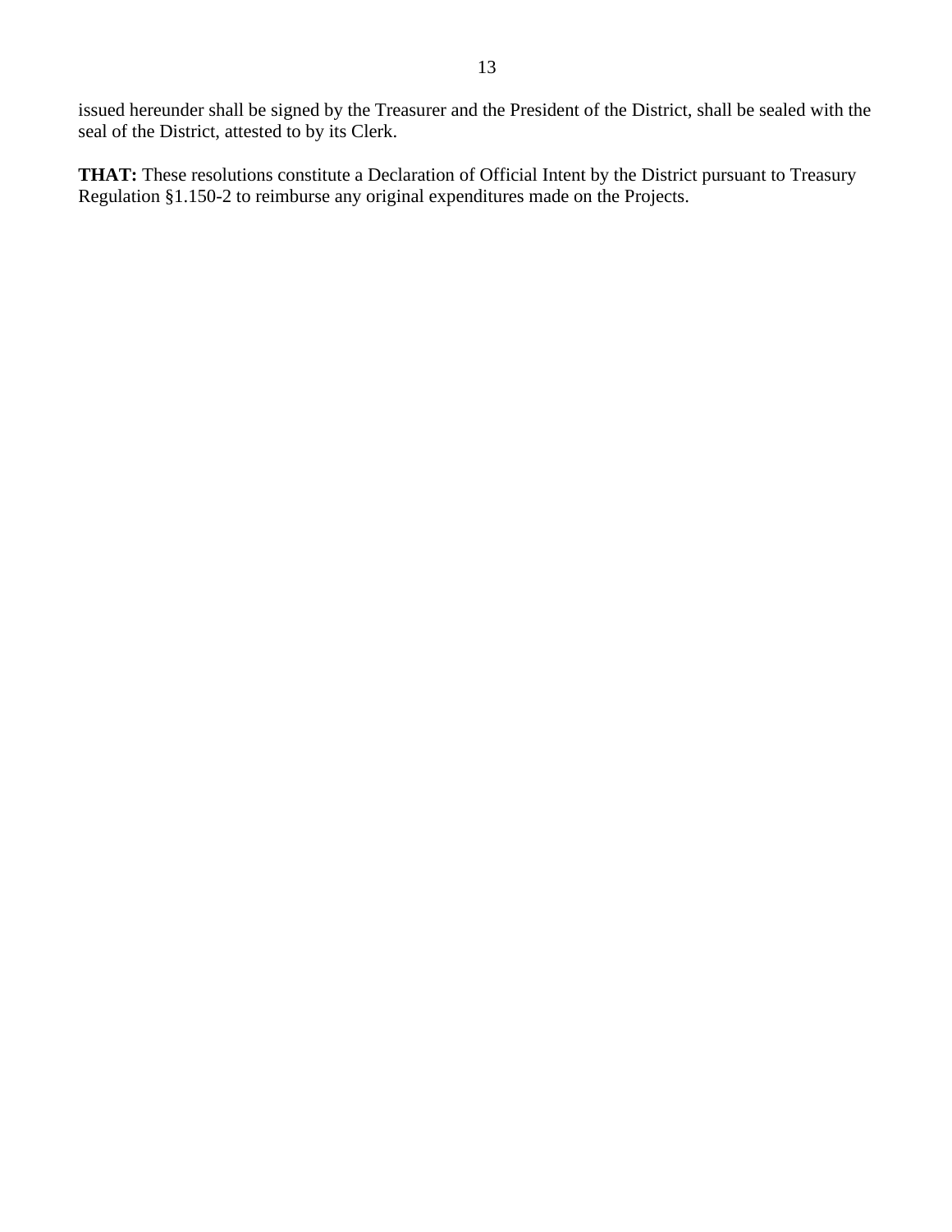issued hereunder shall be signed by the Treasurer and the President of the District, shall be sealed with the seal of the District, attested to by its Clerk.

**THAT:** These resolutions constitute a Declaration of Official Intent by the District pursuant to Treasury Regulation §1.150-2 to reimburse any original expenditures made on the Projects.